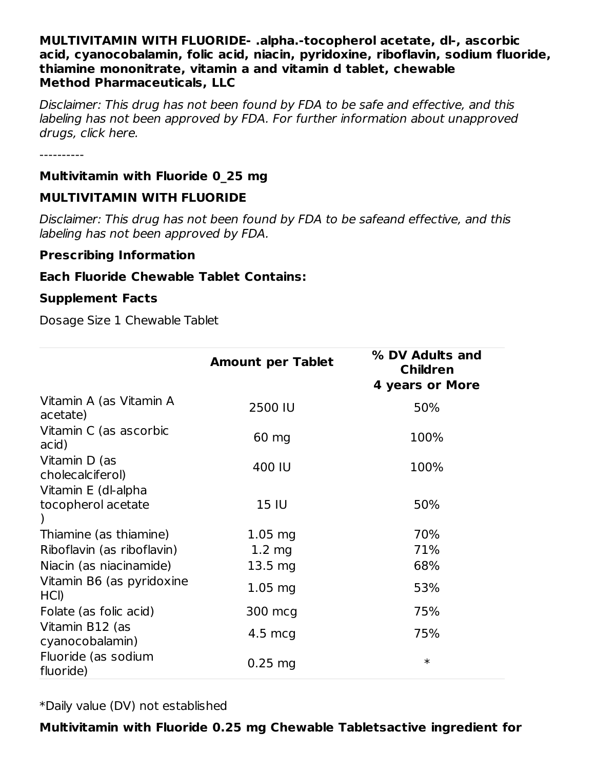**MULTIVITAMIN WITH FLUORIDE- .alpha.-tocopherol acetate, dl-, ascorbic acid, cyanocobalamin, folic acid, niacin, pyridoxine, riboflavin, sodium fluoride, thiamine mononitrate, vitamin a and vitamin d tablet, chewable**
**Method Pharmaceuticals, LLC**

*Disclaimer: This drug has not been found by FDA to be safe and effective, and this labeling has not been approved by FDA. For further information about unapproved drugs, click here.*

----------

**Multivitamin with Fluoride 0_25 mg**

**MULTIVITAMIN WITH FLUORIDE**

*Disclaimer: This drug has not been found by FDA to be safeand effective, and this labeling has not been approved by FDA.*

**Prescribing Information**

**Each Fluoride Chewable Tablet Contains:**

**Supplement Facts**

Dosage Size 1 Chewable Tablet

| | **Amount per Tablet** | **% DV Adults and Children 4 years or More** |
|---|---|---|
| Vitamin A (as Vitamin A acetate) | 2500 IU | 50% |
| Vitamin C (as ascorbic acid) | 60 mg | 100% |
| Vitamin D (as cholecalciferol) | 400 IU | 100% |
| Vitamin E (dl-alpha tocopherol acetate ) | 15 IU | 50% |
| Thiamine (as thiamine) | 1.05 mg | 70% |
| Riboflavin (as riboflavin) | 1.2 mg | 71% |
| Niacin (as niacinamide) | 13.5 mg | 68% |
| Vitamin B6 (as pyridoxine HCl) | 1.05 mg | 53% |
| Folate (as folic acid) | 300 mcg | 75% |
| Vitamin B12 (as cyanocobalamin) | 4.5 mcg | 75% |
| Fluoride (as sodium fluoride) | 0.25 mg | * |

*Daily value (DV) not established

**Multivitamin with Fluoride 0.25 mg Chewable Tabletsactive ingredient for**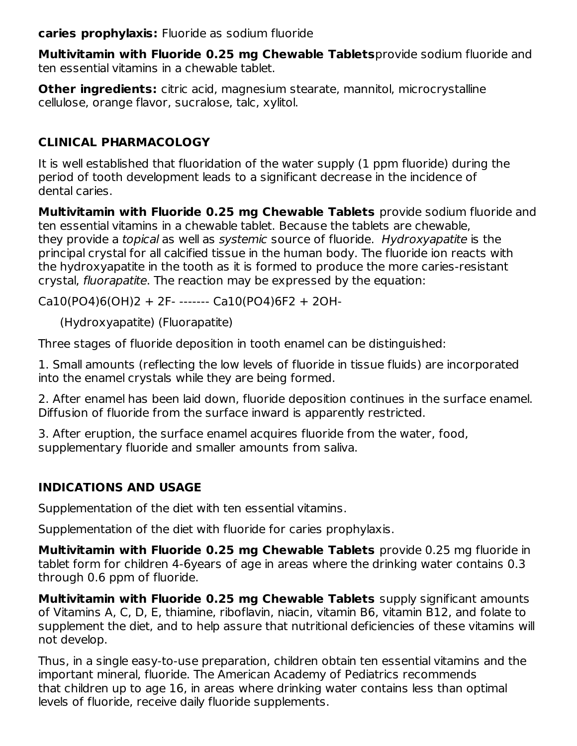**caries prophylaxis:** Fluoride as sodium fluoride

**Multivitamin with Fluoride 0.25 mg Chewable Tablets** provide sodium fluoride and ten essential vitamins in a chewable tablet.

**Other ingredients:** citric acid, magnesium stearate, mannitol, microcrystalline cellulose, orange flavor, sucralose, talc, xylitol.

## CLINICAL PHARMACOLOGY

It is well established that fluoridation of the water supply (1 ppm fluoride) during the period of tooth development leads to a significant decrease in the incidence of dental caries.

**Multivitamin with Fluoride 0.25 mg Chewable Tablets** provide sodium fluoride and ten essential vitamins in a chewable tablet. Because the tablets are chewable, they provide a *topical* as well as *systemic* source of fluoride. *Hydroxyapatite* is the principal crystal for all calcified tissue in the human body. The fluoride ion reacts with the hydroxyapatite in the tooth as it is formed to produce the more caries-resistant crystal, *fluorapatite*. The reaction may be expressed by the equation:

$$Ca_{10}(PO_4)_6(OH)_2 + 2F^- \text{-------} Ca_{10}(PO_4)_6F_2 + 2OH^-$$

(Hydroxyapatite) (Fluorapatite)

Three stages of fluoride deposition in tooth enamel can be distinguished:

1. Small amounts (reflecting the low levels of fluoride in tissue fluids) are incorporated into the enamel crystals while they are being formed.

2. After enamel has been laid down, fluoride deposition continues in the surface enamel. Diffusion of fluoride from the surface inward is apparently restricted.

3. After eruption, the surface enamel acquires fluoride from the water, food, supplementary fluoride and smaller amounts from saliva.

## INDICATIONS AND USAGE

Supplementation of the diet with ten essential vitamins.

Supplementation of the diet with fluoride for caries prophylaxis.

**Multivitamin with Fluoride 0.25 mg Chewable Tablets** provide 0.25 mg fluoride in tablet form for children 4-6years of age in areas where the drinking water contains 0.3 through 0.6 ppm of fluoride.

**Multivitamin with Fluoride 0.25 mg Chewable Tablets** supply significant amounts of Vitamins A, C, D, E, thiamine, riboflavin, niacin, vitamin B6, vitamin B12, and folate to supplement the diet, and to help assure that nutritional deficiencies of these vitamins will not develop.

Thus, in a single easy-to-use preparation, children obtain ten essential vitamins and the important mineral, fluoride. The American Academy of Pediatrics recommends that children up to age 16, in areas where drinking water contains less than optimal levels of fluoride, receive daily fluoride supplements.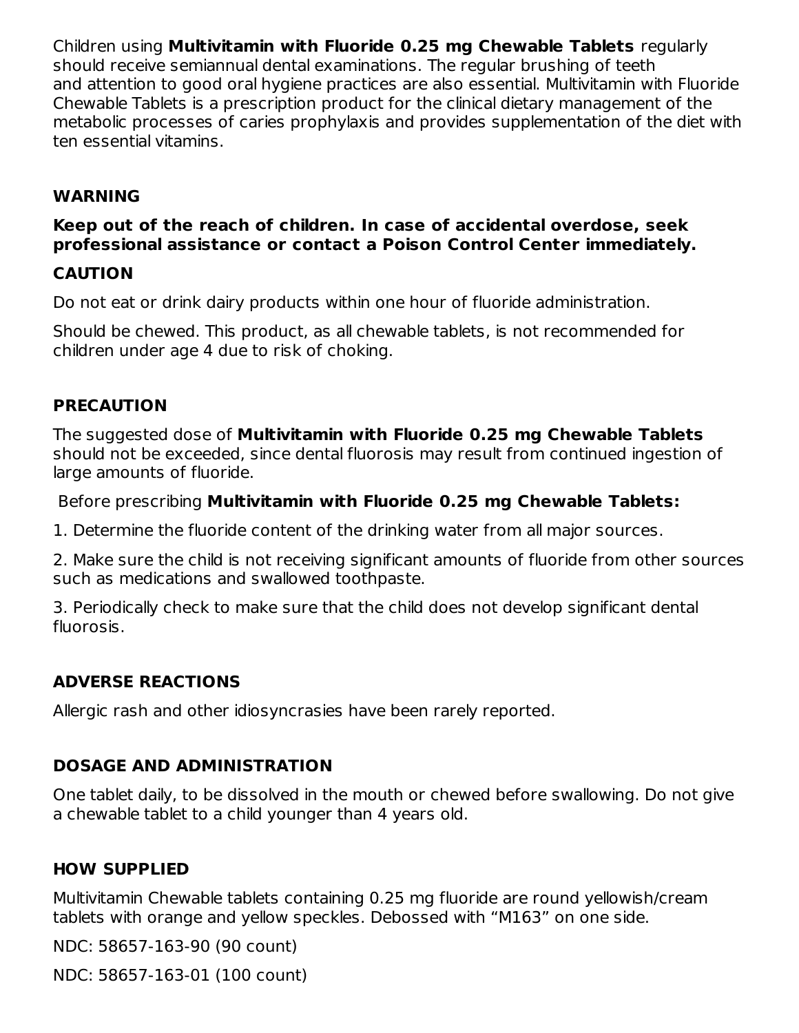Children using **Multivitamin with Fluoride 0.25 mg Chewable Tablets** regularly should receive semiannual dental examinations. The regular brushing of teeth and attention to good oral hygiene practices are also essential. Multivitamin with Fluoride Chewable Tablets is a prescription product for the clinical dietary management of the metabolic processes of caries prophylaxis and provides supplementation of the diet with ten essential vitamins.

## WARNING

**Keep out of the reach of children. In case of accidental overdose, seek professional assistance or contact a Poison Control Center immediately.**

## CAUTION

Do not eat or drink dairy products within one hour of fluoride administration.

Should be chewed. This product, as all chewable tablets, is not recommended for children under age 4 due to risk of choking.

## PRECAUTION

The suggested dose of **Multivitamin with Fluoride 0.25 mg Chewable Tablets** should not be exceeded, since dental fluorosis may result from continued ingestion of large amounts of fluoride.

Before prescribing **Multivitamin with Fluoride 0.25 mg Chewable Tablets:**

1. Determine the fluoride content of the drinking water from all major sources.
2. Make sure the child is not receiving significant amounts of fluoride from other sources such as medications and swallowed toothpaste.
3. Periodically check to make sure that the child does not develop significant dental fluorosis.

## ADVERSE REACTIONS

Allergic rash and other idiosyncrasies have been rarely reported.

## DOSAGE AND ADMINISTRATION

One tablet daily, to be dissolved in the mouth or chewed before swallowing. Do not give a chewable tablet to a child younger than 4 years old.

## HOW SUPPLIED

Multivitamin Chewable tablets containing 0.25 mg fluoride are round yellowish/cream tablets with orange and yellow speckles. Debossed with “M163” on one side.

NDC: 58657-163-90 (90 count)

NDC: 58657-163-01 (100 count)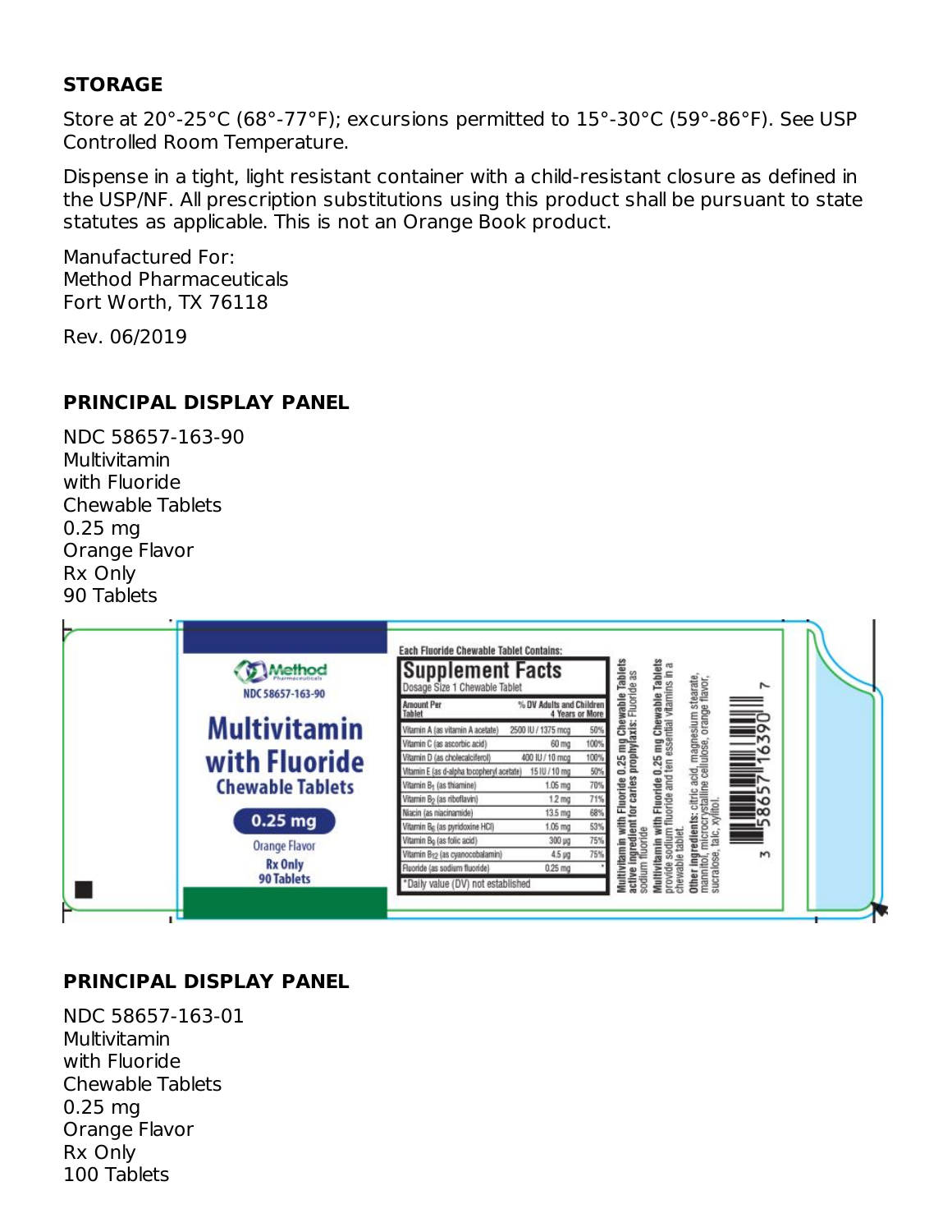## STORAGE

Store at 20°-25°C (68°-77°F); excursions permitted to 15°-30°C (59°-86°F). See USP Controlled Room Temperature.

Dispense in a tight, light resistant container with a child-resistant closure as defined in the USP/NF. All prescription substitutions using this product shall be pursuant to state statutes as applicable. This is not an Orange Book product.

Manufactured For:
Method Pharmaceuticals
Fort Worth, TX 76118

Rev. 06/2019

## PRINCIPAL DISPLAY PANEL

NDC 58657-163-90
Multivitamin
with Fluoride
Chewable Tablets
0.25 mg
Orange Flavor
Rx Only
90 Tablets

Method Pharmaceuticals
NDC 58657-163-90
**Multivitamin with Fluoride Chewable Tablets**
**0.25 mg**
Orange Flavor
Rx Only
90 Tablets

Each Fluoride Chewable Tablet Contains:

**Supplement Facts**
Dosage Size 1 Chewable Tablet

| Amount Per Tablet | | % DV Adults and Children 4 Years or More |
|---|---|---|
| Vitamin A (as vitamin A acetate) | 2500 IU / 1375 mcg | 50% |
| Vitamin C (as ascorbic acid) | 60 mg | 100% |
| Vitamin D (as cholecalciferol) | 400 IU / 10 mcg | 100% |
| Vitamin E (as d-alpha tocopheryl acetate) | 15 IU / 10 mg | 50% |
| Vitamin $B_1$ (as thiamine) | 1.05 mg | 70% |
| Vitamin $B_2$ (as riboflavin) | 1.2 mg | 71% |
| Niacin (as niacinamide) | 13.5 mg | 68% |
| Vitamin $B_6$ (as pyridoxine HCl) | 1.05 mg | 53% |
| Vitamin $B_9$ (as folic acid) | 300 µg | 75% |
| Vitamin $B_{12}$ (as cyanocobalamin) | 4.5 µg | 75% |
| Fluoride (as sodium fluoride) | 0.25 mg | * |

*Daily value (DV) not established

**Multivitamin with Fluoride 0.25 mg Chewable Tablets active ingredient for caries prophylaxis:** Fluoride as sodium fluoride

**Multivitamin with Fluoride 0.25 mg Chewable Tablets** provide sodium fluoride and ten essential vitamins in a chewable tablet.

**Other ingredients:** citric acid, magnesium stearate, mannitol, microcrystalline cellulose, orange flavor, sucralose, talc, xylitol.

3 58657 16390 7

## PRINCIPAL DISPLAY PANEL

NDC 58657-163-01
Multivitamin
with Fluoride
Chewable Tablets
0.25 mg
Orange Flavor
Rx Only
100 Tablets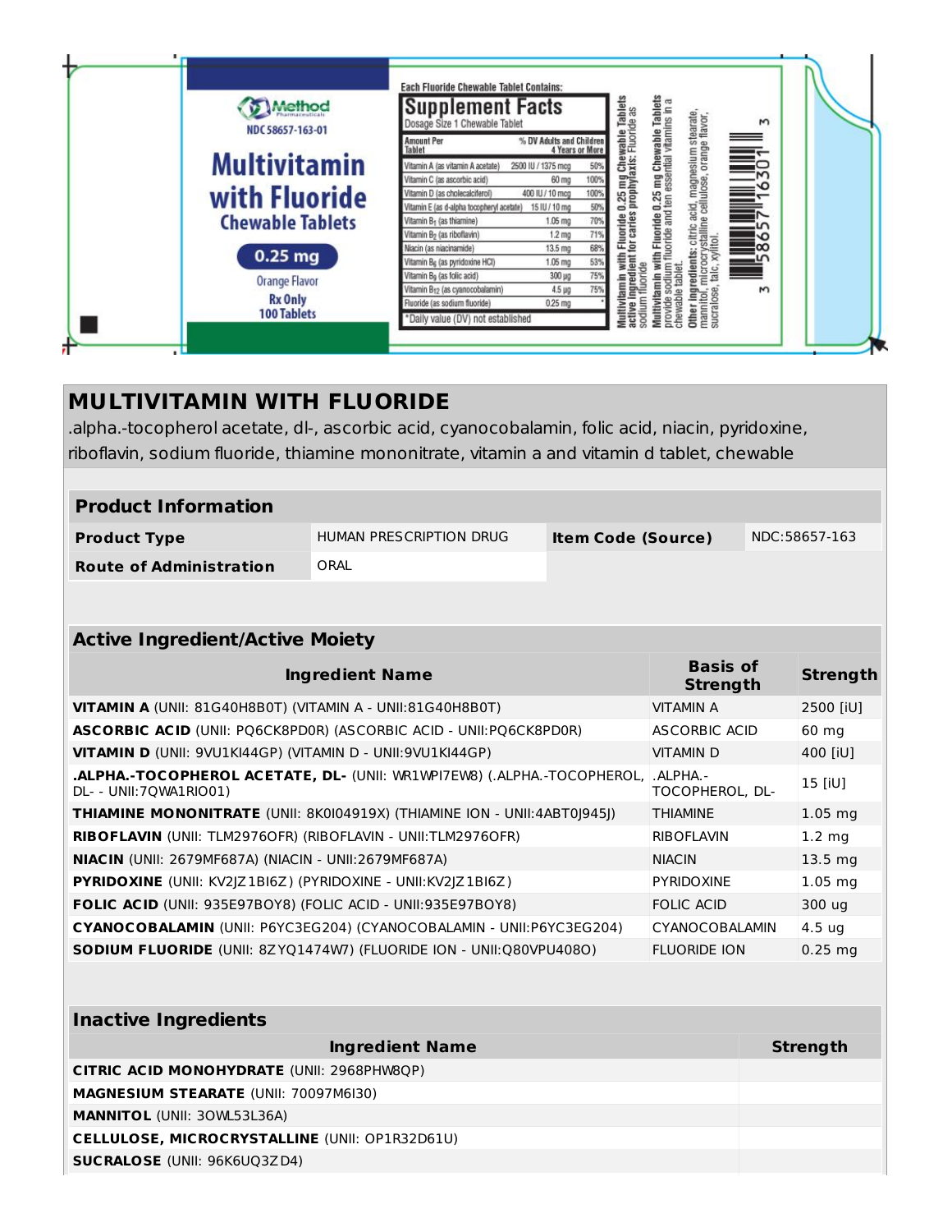Method Pharmaceuticals

NDC 58657-163-01

# Multivitamin with Fluoride Chewable Tablets

0.25 mg

Orange Flavor

Rx Only

100 Tablets

Each Fluoride Chewable Tablet Contains:

**Supplement Facts**

Dosage Size 1 Chewable Tablet

| Amount Per Tablet | | % DV Adults and Children 4 Years or More |
|---|---|---|
| Vitamin A (as vitamin A acetate) | 2500 IU / 1375 mcg | 50% |
| Vitamin C (as ascorbic acid) | 60 mg | 100% |
| Vitamin D (as cholecalciferol) | 400 IU / 10 mcg | 100% |
| Vitamin E (as d-alpha tocopheryl acetate) | 15 IU / 10 mg | 50% |
| Vitamin $B_1$ (as thiamine) | 1.05 mg | 70% |
| Vitamin $B_2$ (as riboflavin) | 1.2 mg | 71% |
| Niacin (as niacinamide) | 13.5 mg | 68% |
| Vitamin $B_6$ (as pyridoxine HCl) | 1.05 mg | 53% |
| Vitamin $B_9$ (as folic acid) | 300 µg | 75% |
| Vitamin $B_{12}$ (as cyanocobalamin) | 4.5 µg | 75% |
| Fluoride (as sodium fluoride) | 0.25 mg | * |

*Daily value (DV) not established

**Multivitamin with Fluoride 0.25 mg Chewable Tablets active ingredient for caries prophylaxis:** Fluoride as sodium fluoride

**Multivitamin with Fluoride 0.25 mg Chewable Tablets** provide sodium fluoride and ten essential vitamins in a chewable tablet.

**Other Ingredients:** citric acid, magnesium stearate, mannitol, microcrystalline cellulose, orange flavor, sucralose, talc, xylitol.

3 58657 16301 3

## MULTIVITAMIN WITH FLUORIDE

.alpha.-tocopherol acetate, dl-, ascorbic acid, cyanocobalamin, folic acid, niacin, pyridoxine, riboflavin, sodium fluoride, thiamine mononitrate, vitamin a and vitamin d tablet, chewable

### Product Information

| | | | |
|---|---|---|---|
| **Product Type** | HUMAN PRESCRIPTION DRUG | **Item Code (Source)** | NDC:58657-163 |
| **Route of Administration** | ORAL | | |

### Active Ingredient/Active Moiety

| Ingredient Name | Basis of Strength | Strength |
|---|---|---|
| **VITAMIN A** (UNII: 81G40H8B0T) (VITAMIN A - UNII:81G40H8B0T) | VITAMIN A | 2500 [iU] |
| **ASCORBIC ACID** (UNII: PQ6CK8PD0R) (ASCORBIC ACID - UNII:PQ6CK8PD0R) | ASCORBIC ACID | 60 mg |
| **VITAMIN D** (UNII: 9VU1KI44GP) (VITAMIN D - UNII:9VU1KI44GP) | VITAMIN D | 400 [iU] |
| **.ALPHA.-TOCOPHEROL ACETATE, DL-** (UNII: WR1WPI7EW8) (.ALPHA.-TOCOPHEROL, DL- - UNII:7QWA1RIO01) | .ALPHA.-TOCOPHEROL, DL- | 15 [iU] |
| **THIAMINE MONONITRATE** (UNII: 8K0I04919X) (THIAMINE ION - UNII:4ABT0J945J) | THIAMINE | 1.05 mg |
| **RIBOFLAVIN** (UNII: TLM2976OFR) (RIBOFLAVIN - UNII:TLM2976OFR) | RIBOFLAVIN | 1.2 mg |
| **NIACIN** (UNII: 2679MF687A) (NIACIN - UNII:2679MF687A) | NIACIN | 13.5 mg |
| **PYRIDOXINE** (UNII: KV2JZ1BI6Z) (PYRIDOXINE - UNII:KV2JZ1BI6Z) | PYRIDOXINE | 1.05 mg |
| **FOLIC ACID** (UNII: 935E97BOY8) (FOLIC ACID - UNII:935E97BOY8) | FOLIC ACID | 300 ug |
| **CYANOCOBALAMIN** (UNII: P6YC3EG204) (CYANOCOBALAMIN - UNII:P6YC3EG204) | CYANOCOBALAMIN | 4.5 ug |
| **SODIUM FLUORIDE** (UNII: 8ZYQ1474W7) (FLUORIDE ION - UNII:Q80VPU408O) | FLUORIDE ION | 0.25 mg |

### Inactive Ingredients

| Ingredient Name | Strength |
|---|---|
| **CITRIC ACID MONOHYDRATE** (UNII: 2968PHW8QP) | |
| **MAGNESIUM STEARATE** (UNII: 70097M6I30) | |
| **MANNITOL** (UNII: 3OWL53L36A) | |
| **CELLULOSE, MICROCRYSTALLINE** (UNII: OP1R32D61U) | |
| **SUCRALOSE** (UNII: 96K6UQ3ZD4) | |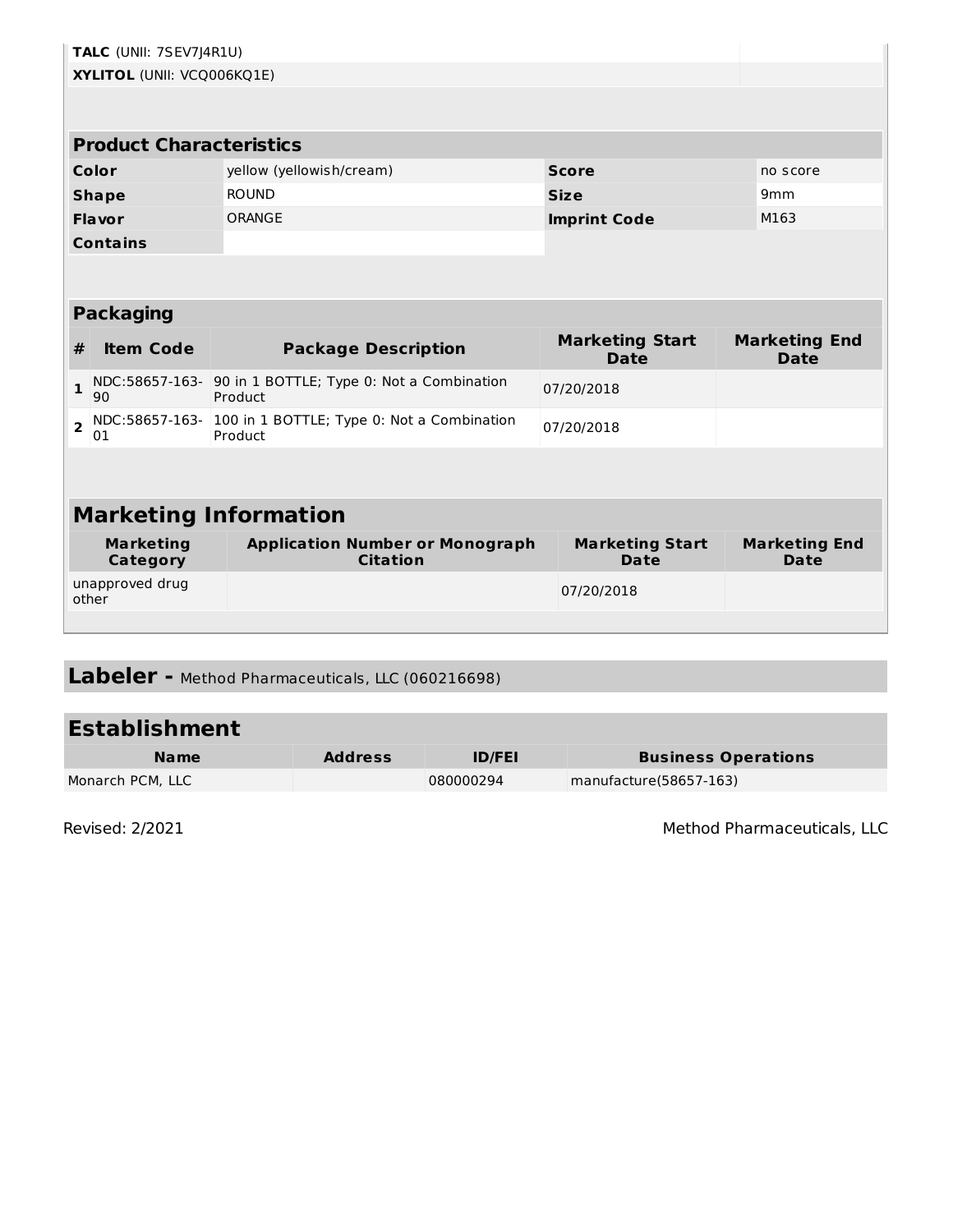| | |
|---|---|
| **TALC** (UNII: 7SEV7J4R1U) | |
| **XYLITOL** (UNII: VCQ006KQ1E) | |

| **Product Characteristics** | | | |
|---|---|---|---|
| **Color** | yellow (yellowish/cream) | **Score** | no score |
| **Shape** | ROUND | **Size** | 9mm |
| **Flavor** | ORANGE | **Imprint Code** | M163 |
| **Contains** | | | |

**Packaging**

| # | Item Code | Package Description | Marketing Start Date | Marketing End Date |
|---|---|---|---|---|
| 1 | NDC:58657-163-90 | 90 in 1 BOTTLE; Type 0: Not a Combination Product | 07/20/2018 | |
| 2 | NDC:58657-163-01 | 100 in 1 BOTTLE; Type 0: Not a Combination Product | 07/20/2018 | |

## Marketing Information

| Marketing Category | Application Number or Monograph Citation | Marketing Start Date | Marketing End Date |
|---|---|---|---|
| unapproved drug other | | 07/20/2018 | |

## Labeler - Method Pharmaceuticals, LLC (060216698)

## Establishment

| Name | Address | ID/FEI | Business Operations |
|---|---|---|---|
| Monarch PCM, LLC | | 080000294 | manufacture(58657-163) |

Revised: 2/2021

Method Pharmaceuticals, LLC